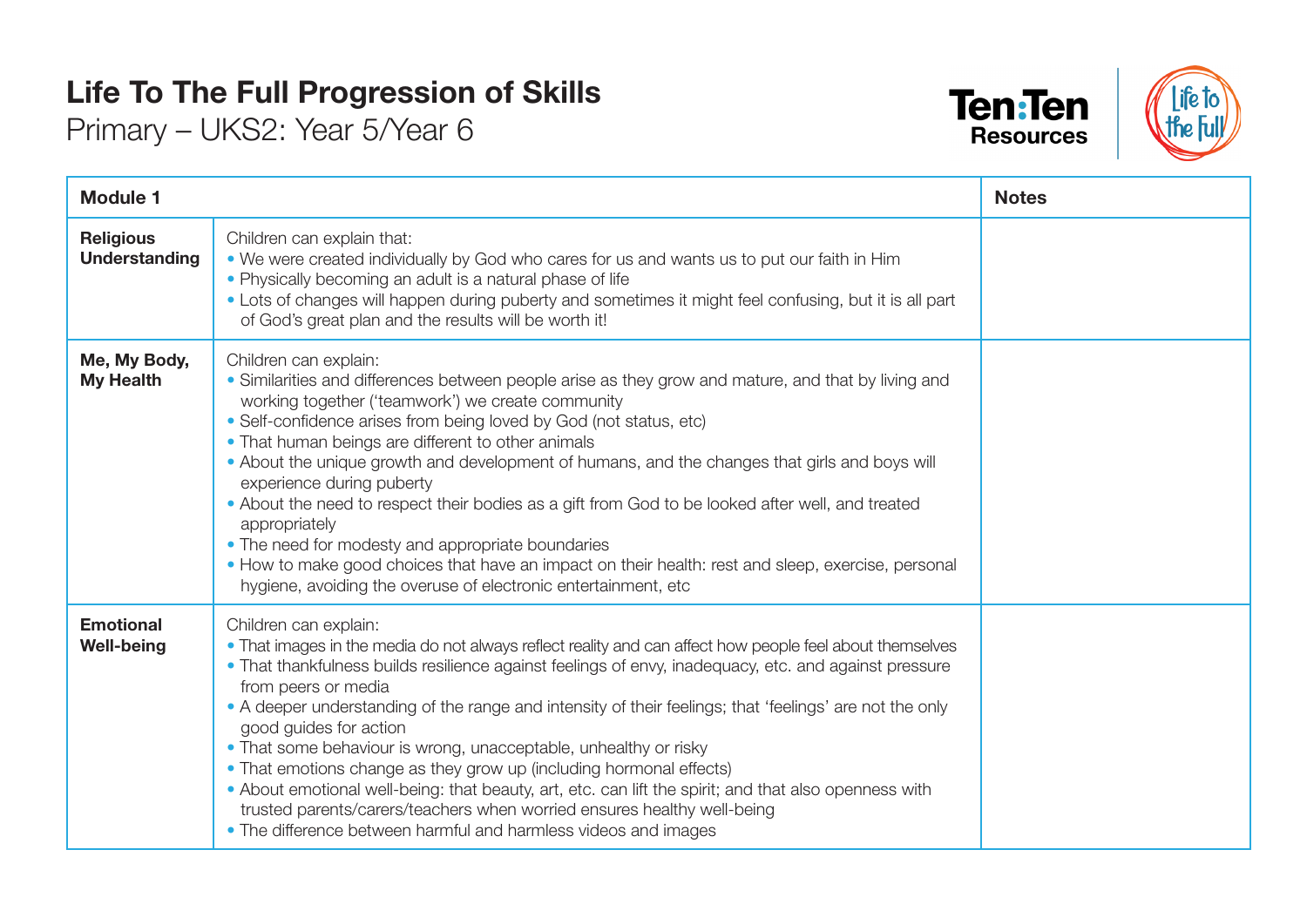# Life To The Full Progression of Skills

Primary – UKS2: Year 5/Year 6

Ten:Ten Resources

| Module 1 | | Notes |
|---|---|---|
| **Religious Understanding** | Children can explain that:<br>• We were created individually by God who cares for us and wants us to put our faith in Him<br>• Physically becoming an adult is a natural phase of life<br>• Lots of changes will happen during puberty and sometimes it might feel confusing, but it is all part of God's great plan and the results will be worth it! | |
| **Me, My Body, My Health** | Children can explain:<br>• Similarities and differences between people arise as they grow and mature, and that by living and working together ('teamwork') we create community<br>• Self-confidence arises from being loved by God (not status, etc)<br>• That human beings are different to other animals<br>• About the unique growth and development of humans, and the changes that girls and boys will experience during puberty<br>• About the need to respect their bodies as a gift from God to be looked after well, and treated appropriately<br>• The need for modesty and appropriate boundaries<br>• How to make good choices that have an impact on their health: rest and sleep, exercise, personal hygiene, avoiding the overuse of electronic entertainment, etc | |
| **Emotional Well-being** | Children can explain:<br>• That images in the media do not always reflect reality and can affect how people feel about themselves<br>• That thankfulness builds resilience against feelings of envy, inadequacy, etc. and against pressure from peers or media<br>• A deeper understanding of the range and intensity of their feelings; that 'feelings' are not the only good guides for action<br>• That some behaviour is wrong, unacceptable, unhealthy or risky<br>• That emotions change as they grow up (including hormonal effects)<br>• About emotional well-being: that beauty, art, etc. can lift the spirit; and that also openness with trusted parents/carers/teachers when worried ensures healthy well-being<br>• The difference between harmful and harmless videos and images | |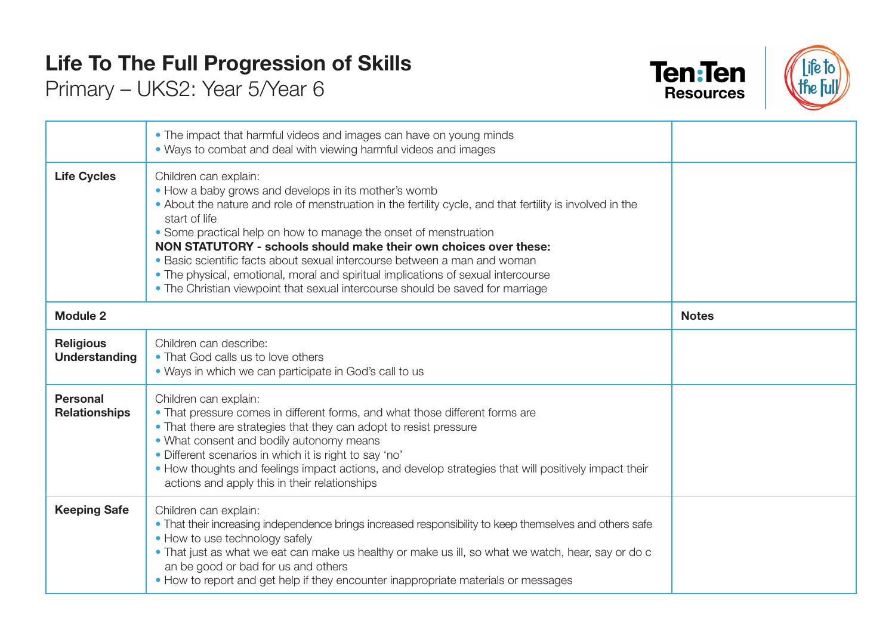# Life To The Full Progression of Skills

Primary – UKS2: Year 5/Year 6

| | | |
|---|---|---|
| | • The impact that harmful videos and images can have on young minds<br>• Ways to combat and deal with viewing harmful videos and images | |
| **Life Cycles** | Children can explain:<br>• How a baby grows and develops in its mother's womb<br>• About the nature and role of menstruation in the fertility cycle, and that fertility is involved in the start of life<br>• Some practical help on how to manage the onset of menstruation<br>**NON STATUTORY - schools should make their own choices over these:**<br>• Basic scientific facts about sexual intercourse between a man and woman<br>• The physical, emotional, moral and spiritual implications of sexual intercourse<br>• The Christian viewpoint that sexual intercourse should be saved for marriage | |
| **Module 2** | | **Notes** |
| **Religious Understanding** | Children can describe:<br>• That God calls us to love others<br>• Ways in which we can participate in God's call to us | |
| **Personal Relationships** | Children can explain:<br>• That pressure comes in different forms, and what those different forms are<br>• That there are strategies that they can adopt to resist pressure<br>• What consent and bodily autonomy means<br>• Different scenarios in which it is right to say 'no'<br>• How thoughts and feelings impact actions, and develop strategies that will positively impact their actions and apply this in their relationships | |
| **Keeping Safe** | Children can explain:<br>• That their increasing independence brings increased responsibility to keep themselves and others safe<br>• How to use technology safely<br>• That just as what we eat can make us healthy or make us ill, so what we watch, hear, say or do c an be good or bad for us and others<br>• How to report and get help if they encounter inappropriate materials or messages | |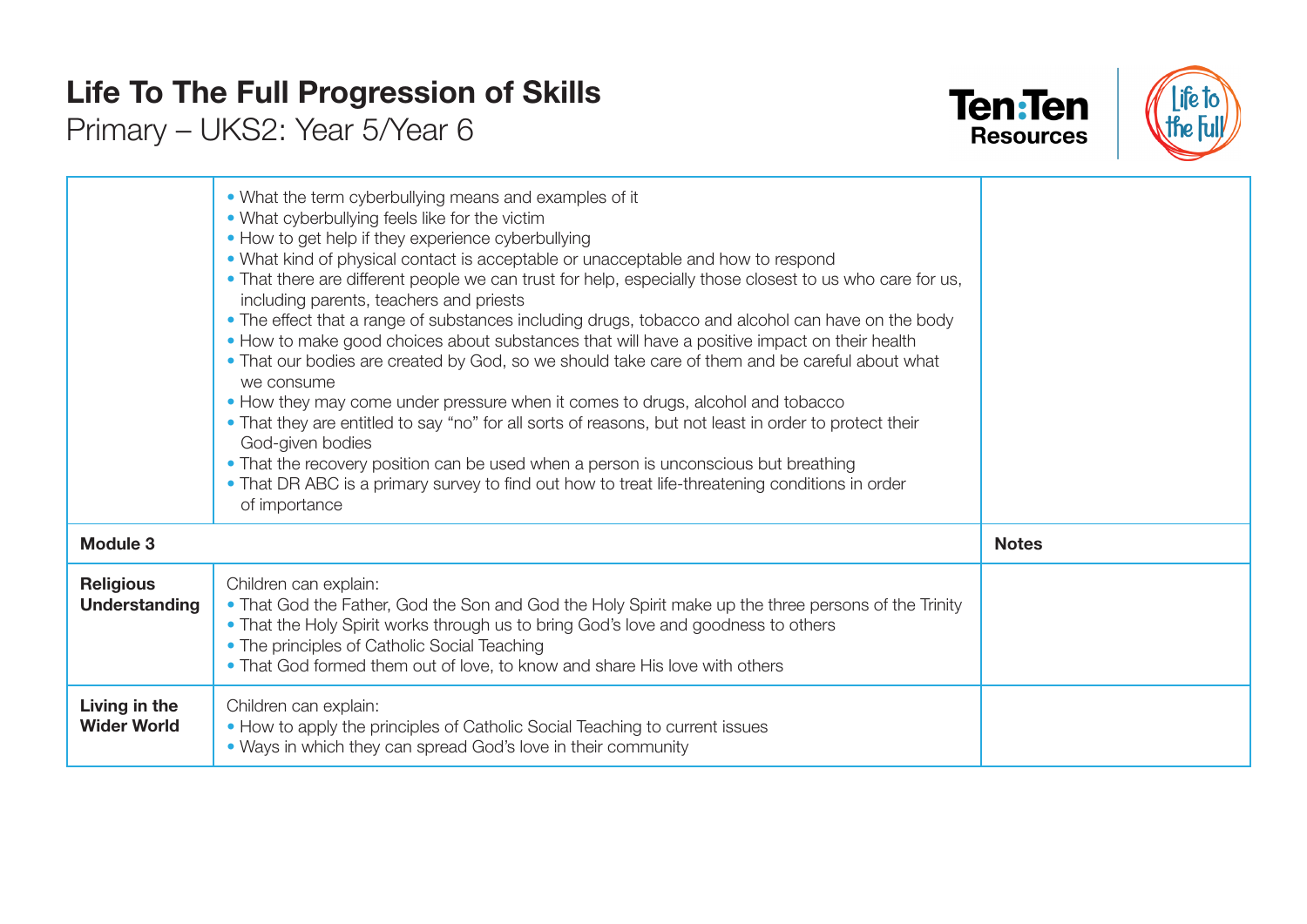# Life To The Full Progression of Skills

Primary – UKS2: Year 5/Year 6

| | | |
|---|---|---|
| | • What the term cyberbullying means and examples of it<br>• What cyberbullying feels like for the victim<br>• How to get help if they experience cyberbullying<br>• What kind of physical contact is acceptable or unacceptable and how to respond<br>• That there are different people we can trust for help, especially those closest to us who care for us, including parents, teachers and priests<br>• The effect that a range of substances including drugs, tobacco and alcohol can have on the body<br>• How to make good choices about substances that will have a positive impact on their health<br>• That our bodies are created by God, so we should take care of them and be careful about what we consume<br>• How they may come under pressure when it comes to drugs, alcohol and tobacco<br>• That they are entitled to say “no” for all sorts of reasons, but not least in order to protect their God-given bodies<br>• That the recovery position can be used when a person is unconscious but breathing<br>• That DR ABC is a primary survey to find out how to treat life-threatening conditions in order of importance | |
| **Module 3** | | **Notes** |
| **Religious Understanding** | Children can explain:<br>• That God the Father, God the Son and God the Holy Spirit make up the three persons of the Trinity<br>• That the Holy Spirit works through us to bring God’s love and goodness to others<br>• The principles of Catholic Social Teaching<br>• That God formed them out of love, to know and share His love with others | |
| **Living in the Wider World** | Children can explain:<br>• How to apply the principles of Catholic Social Teaching to current issues<br>• Ways in which they can spread God’s love in their community | |